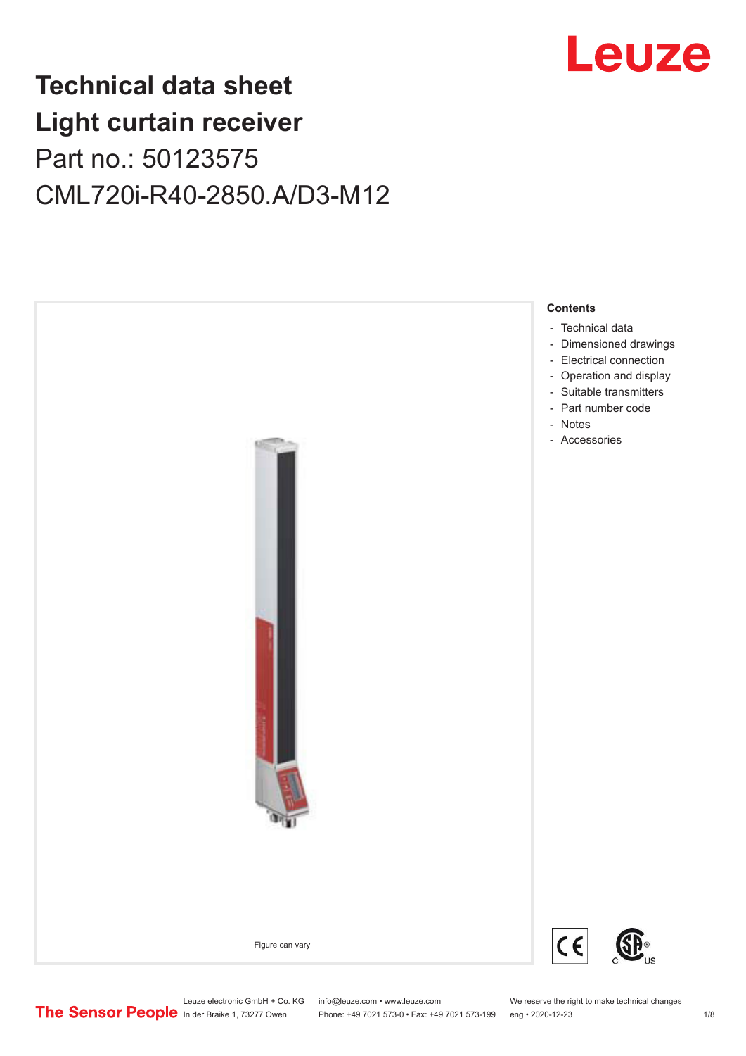# Technical data sheet
# Light curtain receiver

Part no.: 50123575

CML720i-R40-2850.A/D3-M12

Figure can vary

**Contents**

- Technical data
- Dimensioned drawings
- Electrical connection
- Operation and display
- Suitable transmitters
- Part number code
- Notes
- Accessories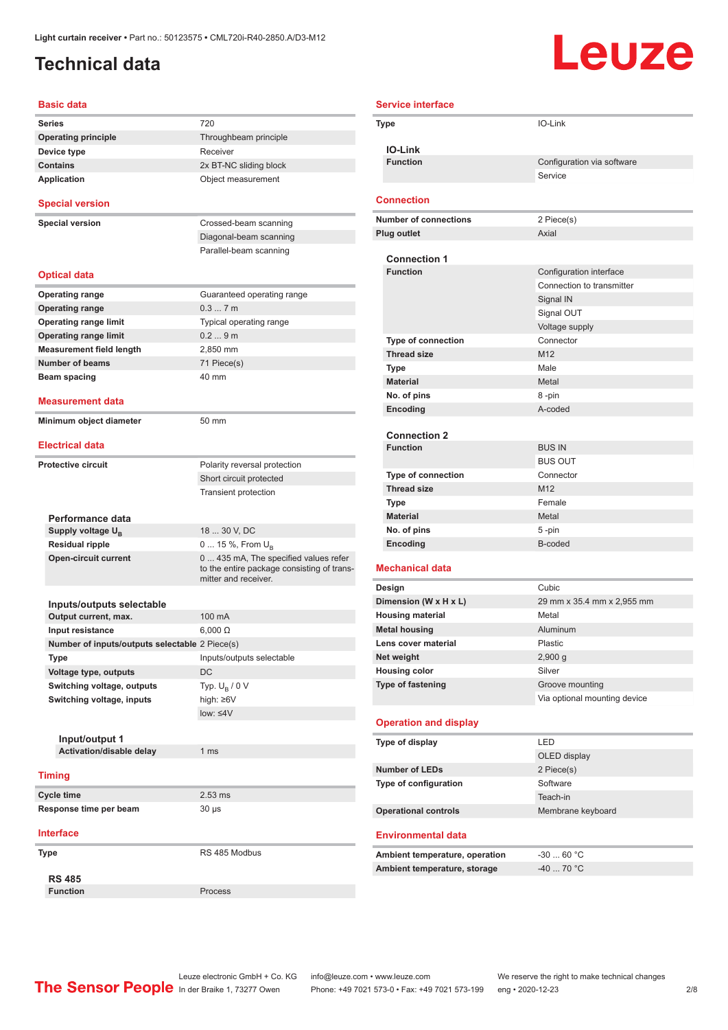Light curtain receiver • Part no.: 50123575 • CML720i-R40-2850.A/D3-M12

# Technical data

## Basic data

| | |
|---|---|
| Series | 720 |
| Operating principle | Throughbeam principle |
| Device type | Receiver |
| Contains | 2x BT-NC sliding block |
| Application | Object measurement |

## Special version

| | |
|---|---|
| Special version | Crossed-beam scanning |
| | Diagonal-beam scanning |
| | Parallel-beam scanning |

## Optical data

| | |
|---|---|
| Operating range | Guaranteed operating range |
| Operating range | 0.3 ... 7 m |
| Operating range limit | Typical operating range |
| Operating range limit | 0.2 ... 9 m |
| Measurement field length | 2,850 mm |
| Number of beams | 71 Piece(s) |
| Beam spacing | 40 mm |

## Measurement data

| | |
|---|---|
| Minimum object diameter | 50 mm |

## Electrical data

| | |
|---|---|
| Protective circuit | Polarity reversal protection |
| | Short circuit protected |
| | Transient protection |

### Performance data

| | |
|---|---|
| Supply voltage $U_B$ | 18 ... 30 V, DC |
| Residual ripple | 0 ... 15 %, From $U_B$ |
| Open-circuit current | 0 ... 435 mA, The specified values refer to the entire package consisting of transmitter and receiver. |

### Inputs/outputs selectable

| | |
|---|---|
| Output current, max. | 100 mA |
| Input resistance | 6,000 Ω |
| Number of inputs/outputs selectable | 2 Piece(s) |
| Type | Inputs/outputs selectable |
| Voltage type, outputs | DC |
| Switching voltage, outputs | Typ. $U_B$ / 0 V |
| Switching voltage, inputs | high: ≥6V |
| | low: ≤4V |

#### Input/output 1

| | |
|---|---|
| Activation/disable delay | 1 ms |

## Timing

| | |
|---|---|
| Cycle time | 2.53 ms |
| Response time per beam | 30 µs |

## Interface

| | |
|---|---|
| Type | RS 485 Modbus |

### RS 485

| | |
|---|---|
| Function | Process |

## Service interface

| | |
|---|---|
| Type | IO-Link |

### IO-Link

| | |
|---|---|
| Function | Configuration via software |
| | Service |

## Connection

| | |
|---|---|
| Number of connections | 2 Piece(s) |
| Plug outlet | Axial |

### Connection 1

| | |
|---|---|
| Function | Configuration interface |
| | Connection to transmitter |
| | Signal IN |
| | Signal OUT |
| | Voltage supply |
| Type of connection | Connector |
| Thread size | M12 |
| Type | Male |
| Material | Metal |
| No. of pins | 8 -pin |
| Encoding | A-coded |

### Connection 2

| | |
|---|---|
| Function | BUS IN |
| | BUS OUT |
| Type of connection | Connector |
| Thread size | M12 |
| Type | Female |
| Material | Metal |
| No. of pins | 5 -pin |
| Encoding | B-coded |

## Mechanical data

| | |
|---|---|
| Design | Cubic |
| Dimension (W x H x L) | 29 mm x 35.4 mm x 2,955 mm |
| Housing material | Metal |
| Metal housing | Aluminum |
| Lens cover material | Plastic |
| Net weight | 2,900 g |
| Housing color | Silver |
| Type of fastening | Groove mounting |
| | Via optional mounting device |

## Operation and display

| | |
|---|---|
| Type of display | LED |
| | OLED display |
| Number of LEDs | 2 Piece(s) |
| Type of configuration | Software |
| | Teach-in |
| Operational controls | Membrane keyboard |

## Environmental data

| | |
|---|---|
| Ambient temperature, operation | -30 ... 60 °C |
| Ambient temperature, storage | -40 ... 70 °C |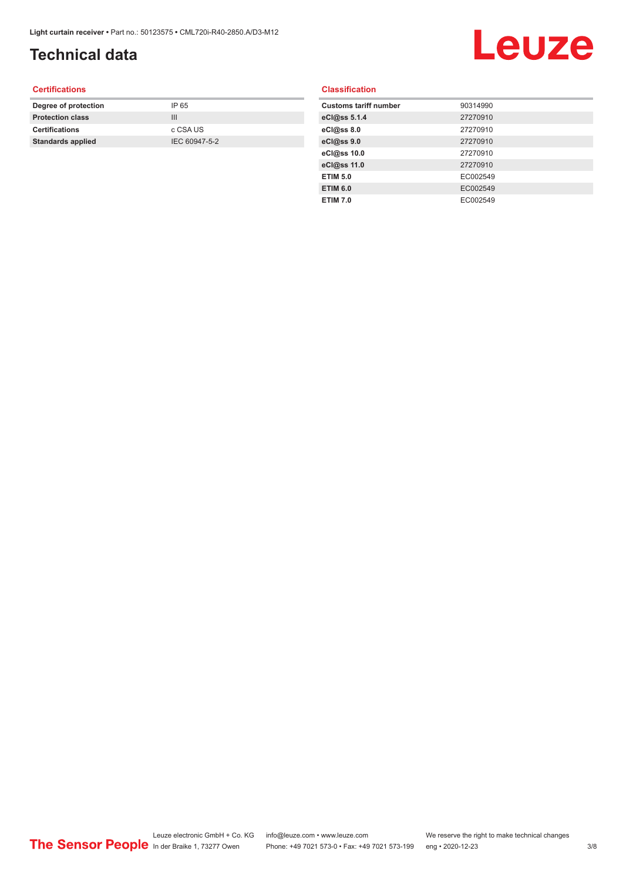# Technical data

## Certifications

| | |
|---|---|
| **Degree of protection** | IP 65 |
| **Protection class** | III |
| **Certifications** | c CSA US |
| **Standards applied** | IEC 60947-5-2 |

## Classification

| | |
|---|---|
| **Customs tariff number** | 90314990 |
| **eCl@ss 5.1.4** | 27270910 |
| **eCl@ss 8.0** | 27270910 |
| **eCl@ss 9.0** | 27270910 |
| **eCl@ss 10.0** | 27270910 |
| **eCl@ss 11.0** | 27270910 |
| **ETIM 5.0** | EC002549 |
| **ETIM 6.0** | EC002549 |
| **ETIM 7.0** | EC002549 |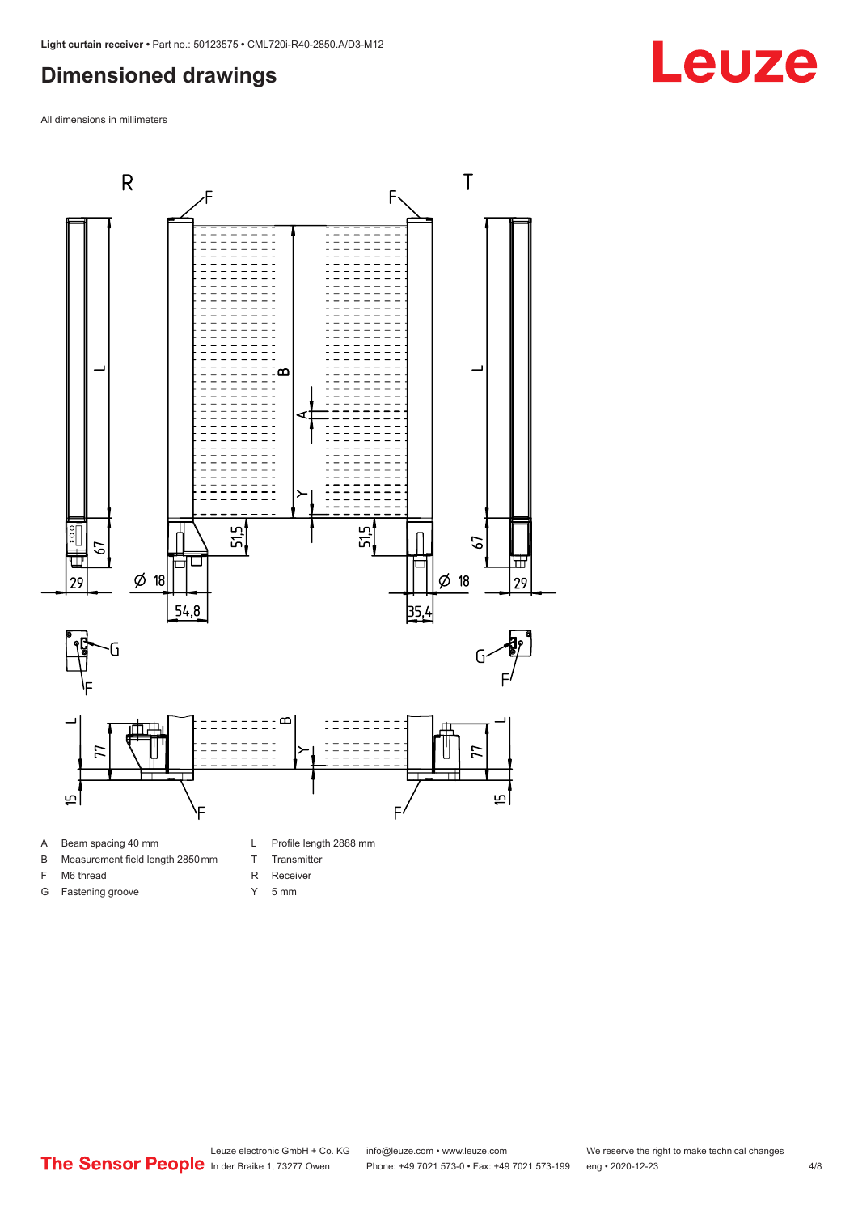# Dimensioned drawings

All dimensions in millimeters

| | | | |
|---|---|---|---|
| A | Beam spacing 40 mm | L | Profile length 2888 mm |
| B | Measurement field length 2850 mm | T | Transmitter |
| F | M6 thread | R | Receiver |
| G | Fastening groove | Y | 5 mm |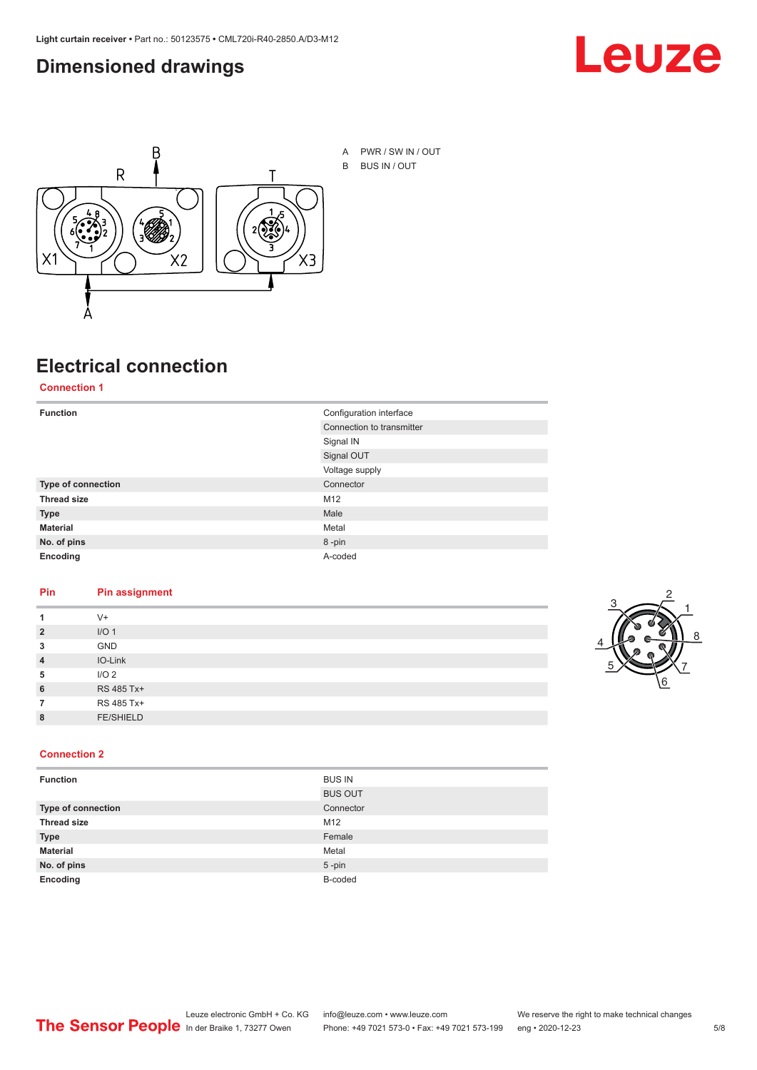## Dimensioned drawings

A PWR / SW IN / OUT

B BUS IN / OUT

## Electrical connection

### Connection 1

| Function | Configuration interface |
|---|---|
| | Connection to transmitter |
| | Signal IN |
| | Signal OUT |
| | Voltage supply |
| **Type of connection** | Connector |
| **Thread size** | M12 |
| **Type** | Male |
| **Material** | Metal |
| **No. of pins** | 8 -pin |
| **Encoding** | A-coded |

| Pin | Pin assignment |
|---|---|
| **1** | V+ |
| **2** | I/O 1 |
| **3** | GND |
| **4** | IO-Link |
| **5** | I/O 2 |
| **6** | RS 485 Tx+ |
| **7** | RS 485 Tx+ |
| **8** | FE/SHIELD |

### Connection 2

| Function | BUS IN |
|---|---|
| | BUS OUT |
| **Type of connection** | Connector |
| **Thread size** | M12 |
| **Type** | Female |
| **Material** | Metal |
| **No. of pins** | 5 -pin |
| **Encoding** | B-coded |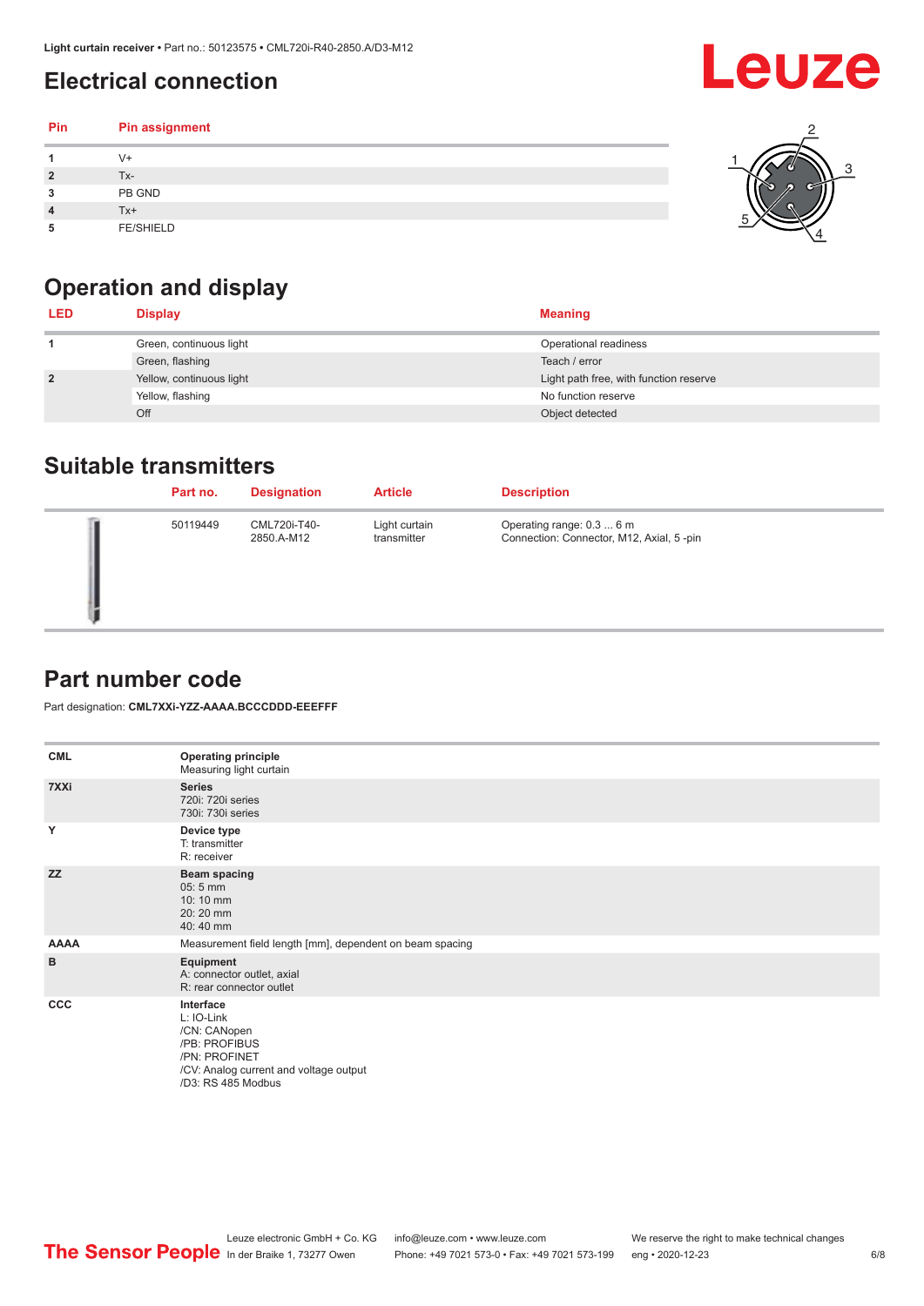## Electrical connection

| Pin | Pin assignment |
|---|---|
| 1 | V+ |
| 2 | Tx- |
| 3 | PB GND |
| 4 | Tx+ |
| 5 | FE/SHIELD |

## Operation and display

| LED | Display | Meaning |
|---|---|---|
| 1 | Green, continuous light | Operational readiness |
| | Green, flashing | Teach / error |
| 2 | Yellow, continuous light | Light path free, with function reserve |
| | Yellow, flashing | No function reserve |
| | Off | Object detected |

## Suitable transmitters

| Part no. | Designation | Article | Description |
|---|---|---|---|
| 50119449 | CML720i-T40-2850.A-M12 | Light curtain transmitter | Operating range: 0.3 ... 6 m<br>Connection: Connector, M12, Axial, 5 -pin |

## Part number code

Part designation: **CML7XXi-YZZ-AAAA.BCCCDDD-EEEFFF**

| | |
|---|---|
| **CML** | **Operating principle**<br>Measuring light curtain |
| **7XXi** | **Series**<br>720i: 720i series<br>730i: 730i series |
| **Y** | **Device type**<br>T: transmitter<br>R: receiver |
| **ZZ** | **Beam spacing**<br>05: 5 mm<br>10: 10 mm<br>20: 20 mm<br>40: 40 mm |
| **AAAA** | Measurement field length [mm], dependent on beam spacing |
| **B** | **Equipment**<br>A: connector outlet, axial<br>R: rear connector outlet |
| **CCC** | **Interface**<br>L: IO-Link<br>/CN: CANopen<br>/PB: PROFIBUS<br>/PN: PROFINET<br>/CV: Analog current and voltage output<br>/D3: RS 485 Modbus |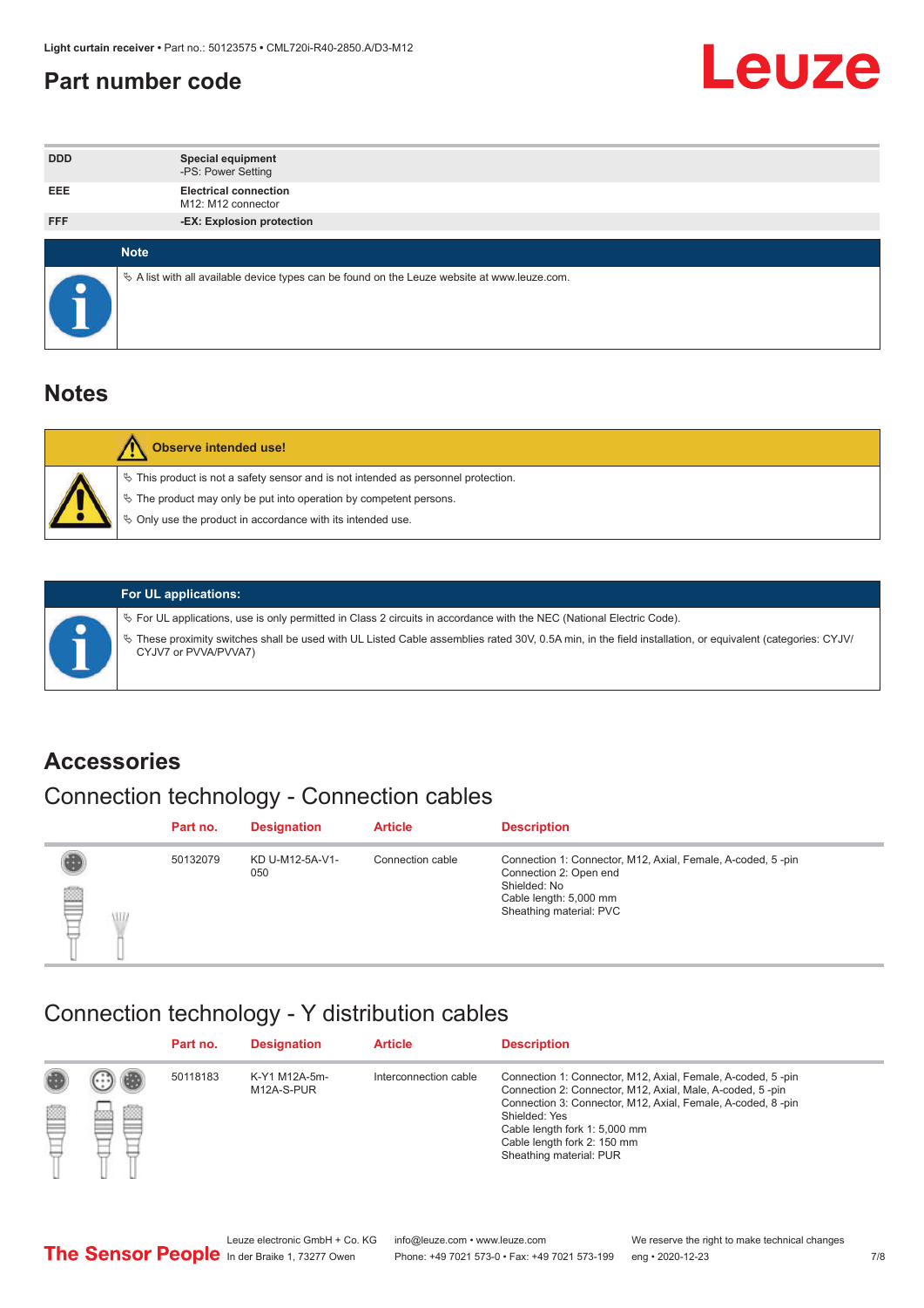# Part number code

| DDD | Special equipment<br>-PS: Power Setting |
|---|---|
| EEE | Electrical connection<br>M12: M12 connector |
| FFF | -EX: Explosion protection |

**Note**

- A list with all available device types can be found on the Leuze website at www.leuze.com.

# Notes

**Observe intended use!**

- This product is not a safety sensor and is not intended as personnel protection.
- The product may only be put into operation by competent persons.
- Only use the product in accordance with its intended use.

**For UL applications:**

- For UL applications, use is only permitted in Class 2 circuits in accordance with the NEC (National Electric Code).
- These proximity switches shall be used with UL Listed Cable assemblies rated 30V, 0.5A min, in the field installation, or equivalent (categories: CYJV/CYJV7 or PVVA/PVVA7)

# Accessories

## Connection technology - Connection cables

| Part no. | Designation | Article | Description |
|---|---|---|---|
| 50132079 | KD U-M12-5A-V1-050 | Connection cable | Connection 1: Connector, M12, Axial, Female, A-coded, 5 -pin<br>Connection 2: Open end<br>Shielded: No<br>Cable length: 5,000 mm<br>Sheathing material: PVC |

## Connection technology - Y distribution cables

| Part no. | Designation | Article | Description |
|---|---|---|---|
| 50118183 | K-Y1 M12A-5m-M12A-S-PUR | Interconnection cable | Connection 1: Connector, M12, Axial, Female, A-coded, 5 -pin<br>Connection 2: Connector, M12, Axial, Male, A-coded, 5 -pin<br>Connection 3: Connector, M12, Axial, Female, A-coded, 8 -pin<br>Shielded: Yes<br>Cable length fork 1: 5,000 mm<br>Cable length fork 2: 150 mm<br>Sheathing material: PUR |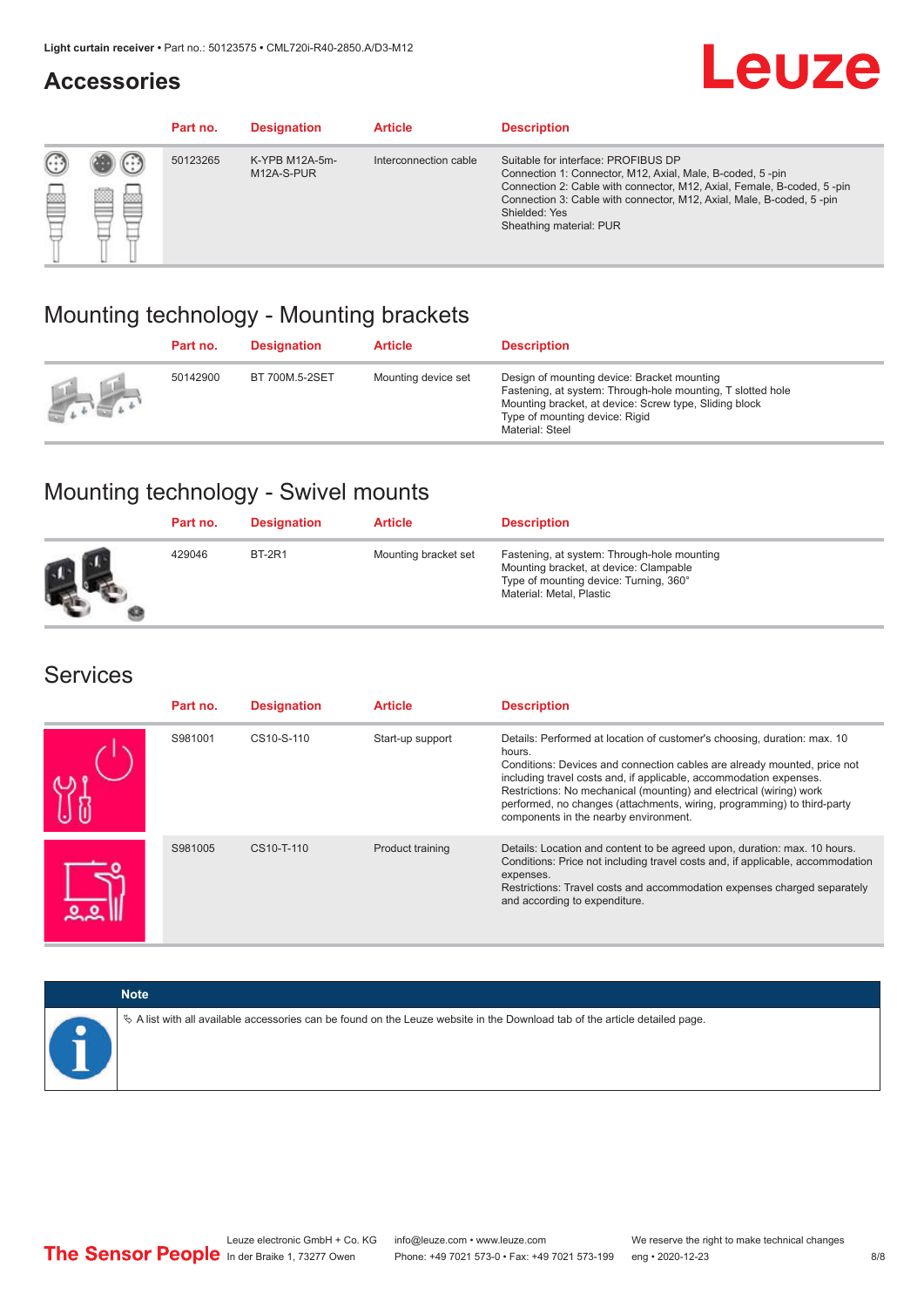## Accessories

| Part no. | Designation | Article | Description |
|---|---|---|---|
| 50123265 | K-YPB M12A-5m-M12A-S-PUR | Interconnection cable | Suitable for interface: PROFIBUS DP<br>Connection 1: Connector, M12, Axial, Male, B-coded, 5 -pin<br>Connection 2: Cable with connector, M12, Axial, Female, B-coded, 5 -pin<br>Connection 3: Cable with connector, M12, Axial, Male, B-coded, 5 -pin<br>Shielded: Yes<br>Sheathing material: PUR |

## Mounting technology - Mounting brackets

| Part no. | Designation | Article | Description |
|---|---|---|---|
| 50142900 | BT 700M.5-2SET | Mounting device set | Design of mounting device: Bracket mounting<br>Fastening, at system: Through-hole mounting, T slotted hole<br>Mounting bracket, at device: Screw type, Sliding block<br>Type of mounting device: Rigid<br>Material: Steel |

## Mounting technology - Swivel mounts

| Part no. | Designation | Article | Description |
|---|---|---|---|
| 429046 | BT-2R1 | Mounting bracket set | Fastening, at system: Through-hole mounting<br>Mounting bracket, at device: Clampable<br>Type of mounting device: Turning, 360°<br>Material: Metal, Plastic |

## Services

| Part no. | Designation | Article | Description |
|---|---|---|---|
| S981001 | CS10-S-110 | Start-up support | Details: Performed at location of customer's choosing, duration: max. 10 hours.<br>Conditions: Devices and connection cables are already mounted, price not including travel costs and, if applicable, accommodation expenses.<br>Restrictions: No mechanical (mounting) and electrical (wiring) work performed, no changes (attachments, wiring, programming) to third-party components in the nearby environment. |
| S981005 | CS10-T-110 | Product training | Details: Location and content to be agreed upon, duration: max. 10 hours.<br>Conditions: Price not including travel costs and, if applicable, accommodation expenses.<br>Restrictions: Travel costs and accommodation expenses charged separately and according to expenditure. |

**Note**

↳ A list with all available accessories can be found on the Leuze website in the Download tab of the article detailed page.